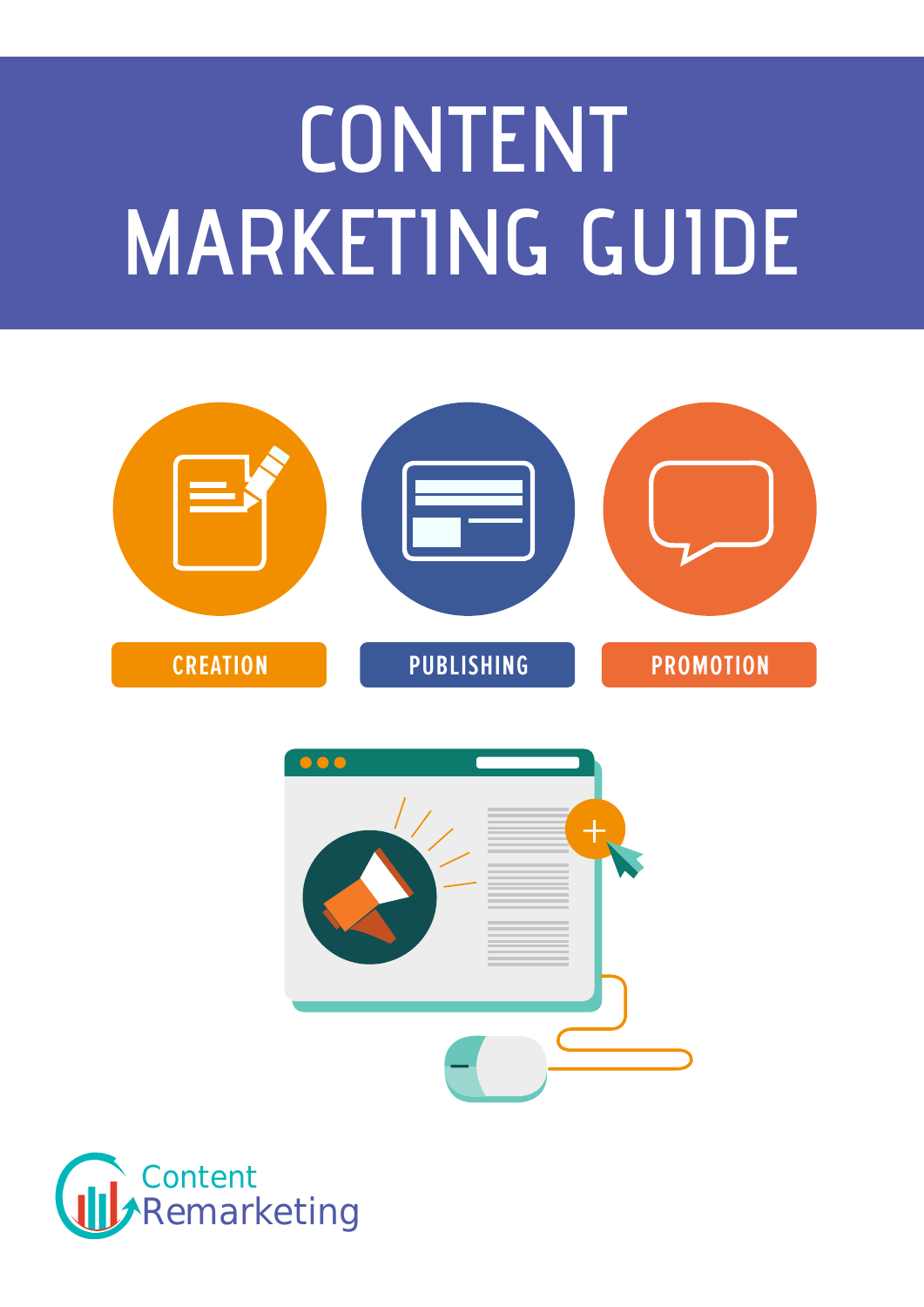# CONTENT MARKETING GUIDE

CREATION

PUBLISHING

PROMOTION

Content Remarketing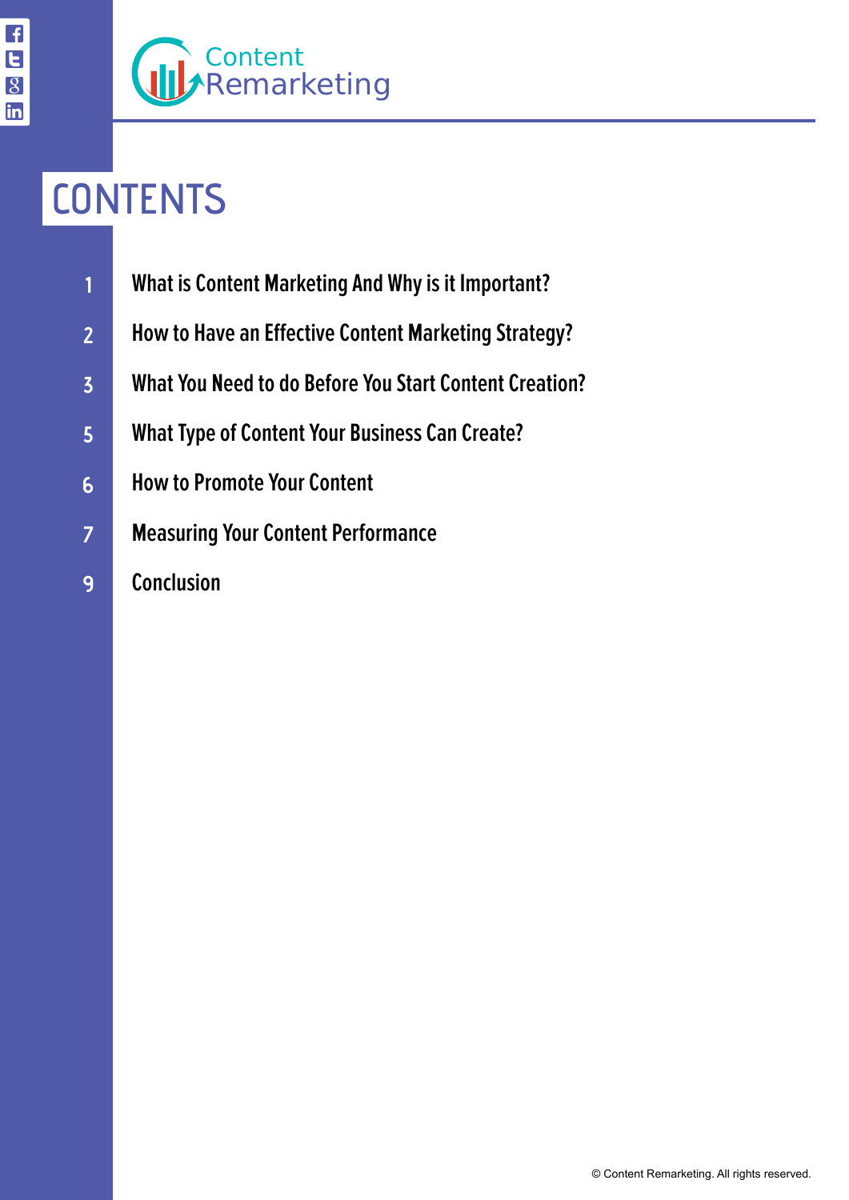Content Remarketing

# CONTENTS

| | |
|---|---|
| 1 | What is Content Marketing And Why is it Important? |
| 2 | How to Have an Effective Content Marketing Strategy? |
| 3 | What You Need to do Before You Start Content Creation? |
| 5 | What Type of Content Your Business Can Create? |
| 6 | How to Promote Your Content |
| 7 | Measuring Your Content Performance |
| 9 | Conclusion |

© Content Remarketing. All rights reserved.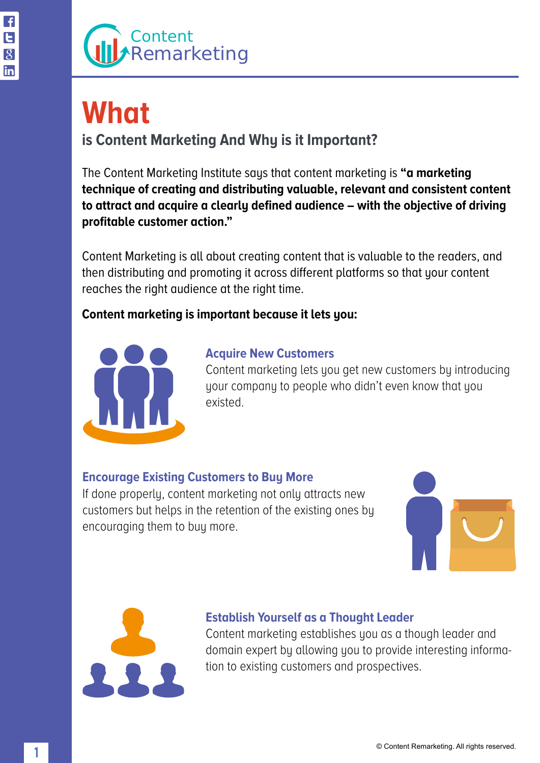# What

## is Content Marketing And Why is it Important?

The Content Marketing Institute says that content marketing is **"a marketing technique of creating and distributing valuable, relevant and consistent content to attract and acquire a clearly defined audience – with the objective of driving profitable customer action."**

Content Marketing is all about creating content that is valuable to the readers, and then distributing and promoting it across different platforms so that your content reaches the right audience at the right time.

**Content marketing is important because it lets you:**

### Acquire New Customers

Content marketing lets you get new customers by introducing your company to people who didn't even know that you existed.

### Encourage Existing Customers to Buy More

If done properly, content marketing not only attracts new customers but helps in the retention of the existing ones by encouraging them to buy more.

### Establish Yourself as a Thought Leader

Content marketing establishes you as a though leader and domain expert by allowing you to provide interesting information to existing customers and prospectives.

© Content Remarketing. All rights reserved.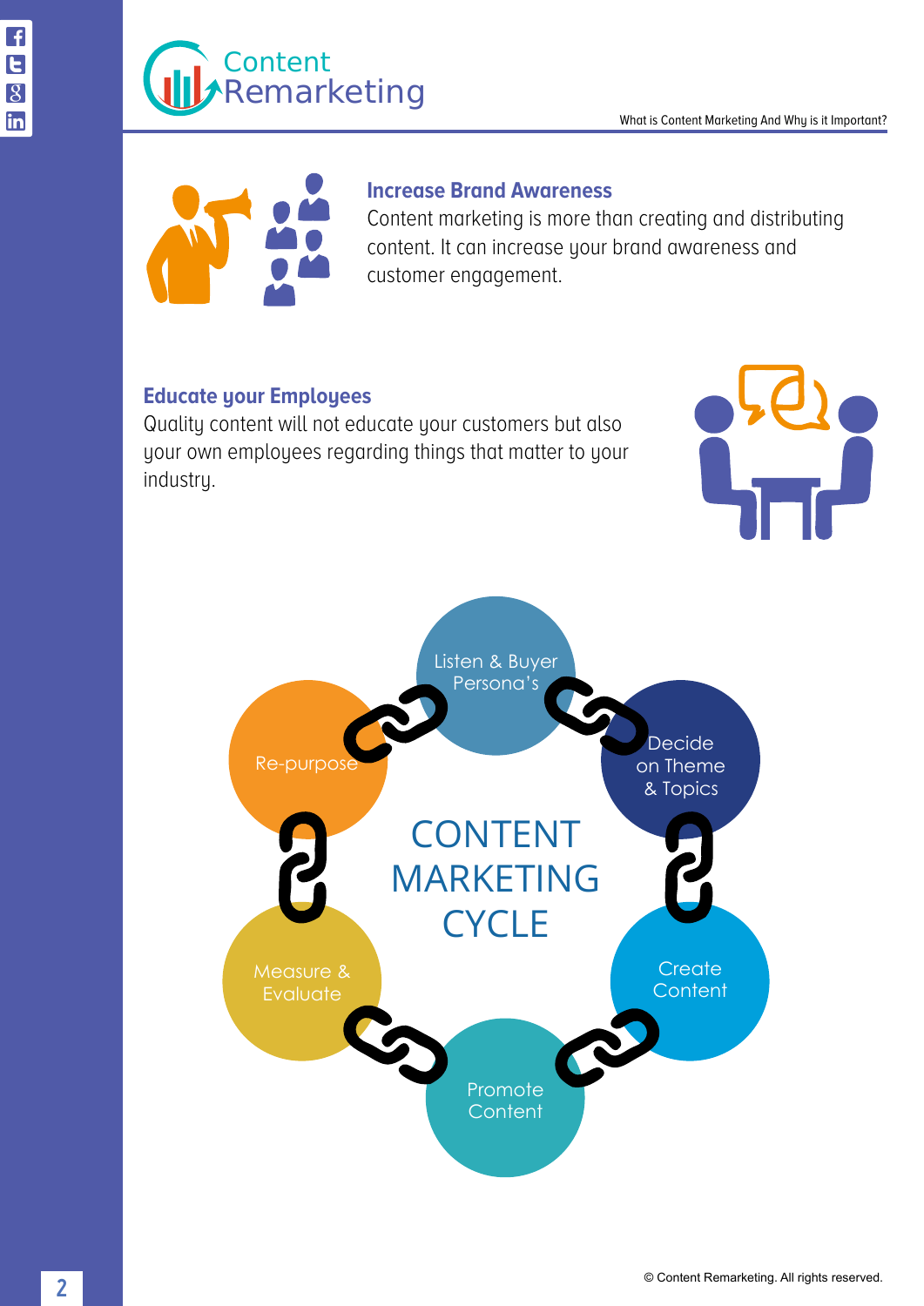## Increase Brand Awareness

Content marketing is more than creating and distributing content. It can increase your brand awareness and customer engagement.

## Educate your Employees

Quality content will not educate your customers but also your own employees regarding things that matter to your industry.

## CONTENT MARKETING CYCLE

- Listen & Buyer Persona's
- Decide on Theme & Topics
- Create Content
- Promote Content
- Measure & Evaluate
- Re-purpose

© Content Remarketing. All rights reserved.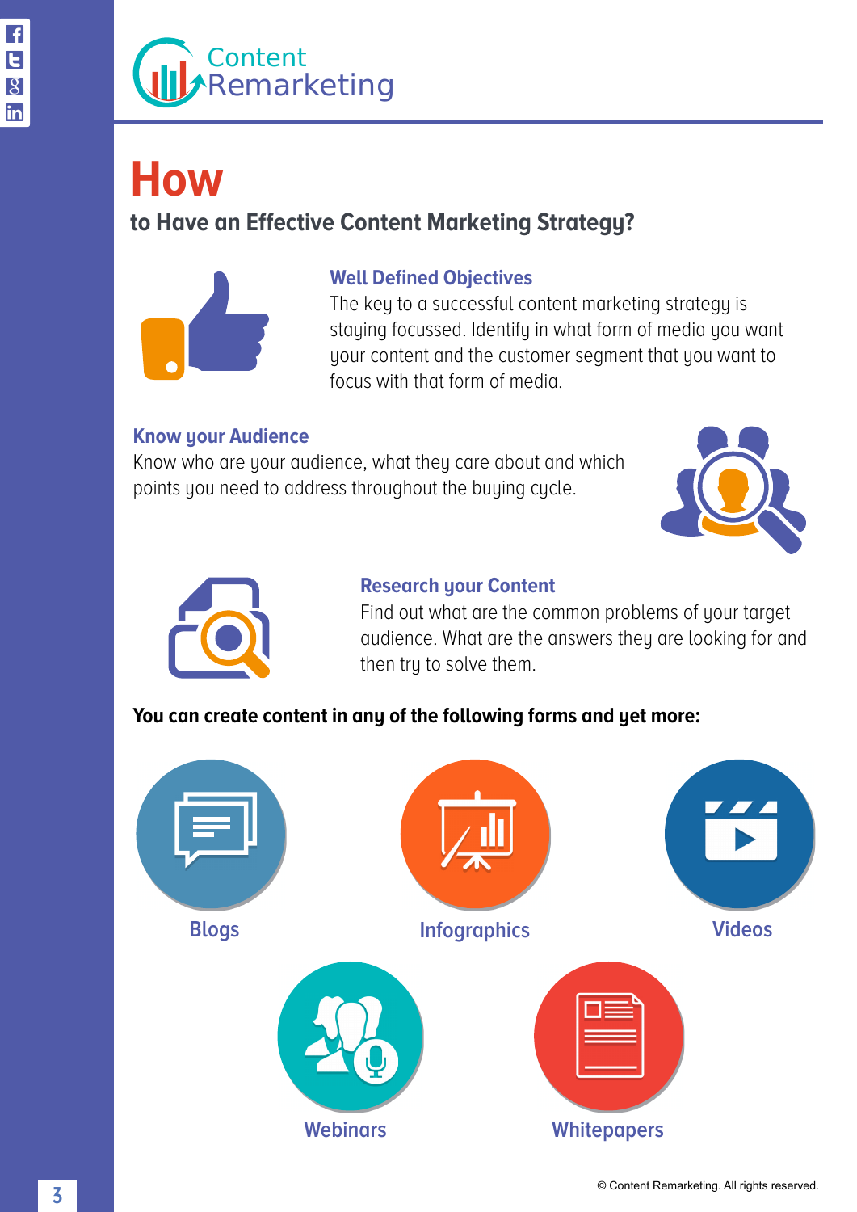# How

## to Have an Effective Content Marketing Strategy?

### Well Defined Objectives

The key to a successful content marketing strategy is staying focussed. Identify in what form of media you want your content and the customer segment that you want to focus with that form of media.

### Know your Audience

Know who are your audience, what they care about and which points you need to address throughout the buying cycle.

### Research your Content

Find out what are the common problems of your target audience. What are the answers they are looking for and then try to solve them.

**You can create content in any of the following forms and yet more:**

- Blogs
- Infographics
- Videos
- Webinars
- Whitepapers

© Content Remarketing. All rights reserved.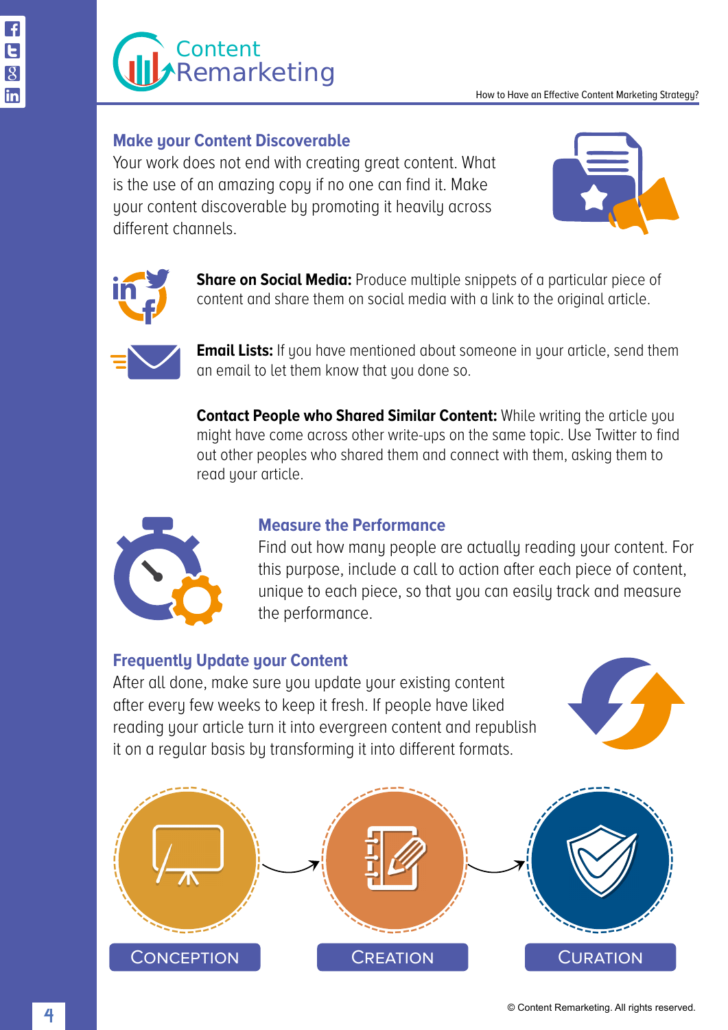## Make your Content Discoverable

Your work does not end with creating great content. What is the use of an amazing copy if no one can find it. Make your content discoverable by promoting it heavily across different channels.

**Share on Social Media:** Produce multiple snippets of a particular piece of content and share them on social media with a link to the original article.

**Email Lists:** If you have mentioned about someone in your article, send them an email to let them know that you done so.

**Contact People who Shared Similar Content:** While writing the article you might have come across other write-ups on the same topic. Use Twitter to find out other peoples who shared them and connect with them, asking them to read your article.

## Measure the Performance

Find out how many people are actually reading your content. For this purpose, include a call to action after each piece of content, unique to each piece, so that you can easily track and measure the performance.

## Frequently Update your Content

After all done, make sure you update your existing content after every few weeks to keep it fresh. If people have liked reading your article turn it into evergreen content and republish it on a regular basis by transforming it into different formats.

CONCEPTION → CREATION → CURATION

© Content Remarketing. All rights reserved.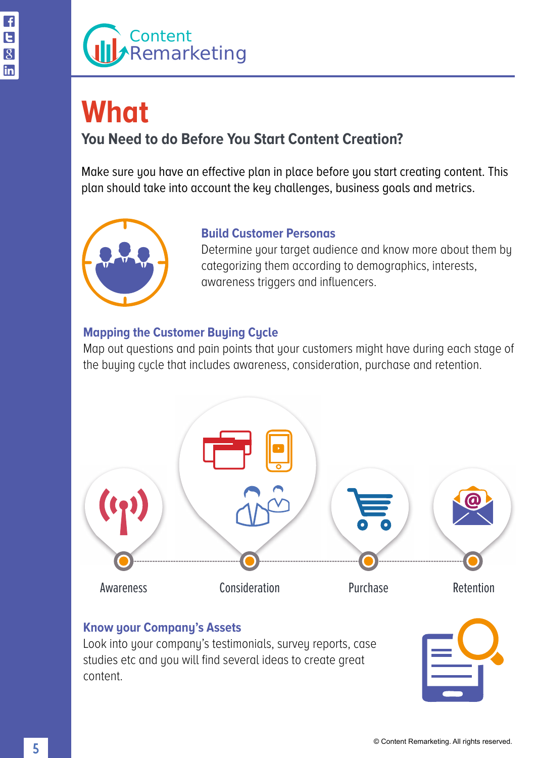# What

## You Need to do Before You Start Content Creation?

Make sure you have an effective plan in place before you start creating content. This plan should take into account the key challenges, business goals and metrics.

### Build Customer Personas

Determine your target audience and know more about them by categorizing them according to demographics, interests, awareness triggers and influencers.

### Mapping the Customer Buying Cycle

Map out questions and pain points that your customers might have during each stage of the buying cycle that includes awareness, consideration, purchase and retention.

Awareness

Consideration

Purchase

Retention

### Know your Company's Assets

Look into your company's testimonials, survey reports, case studies etc and you will find several ideas to create great content.

© Content Remarketing. All rights reserved.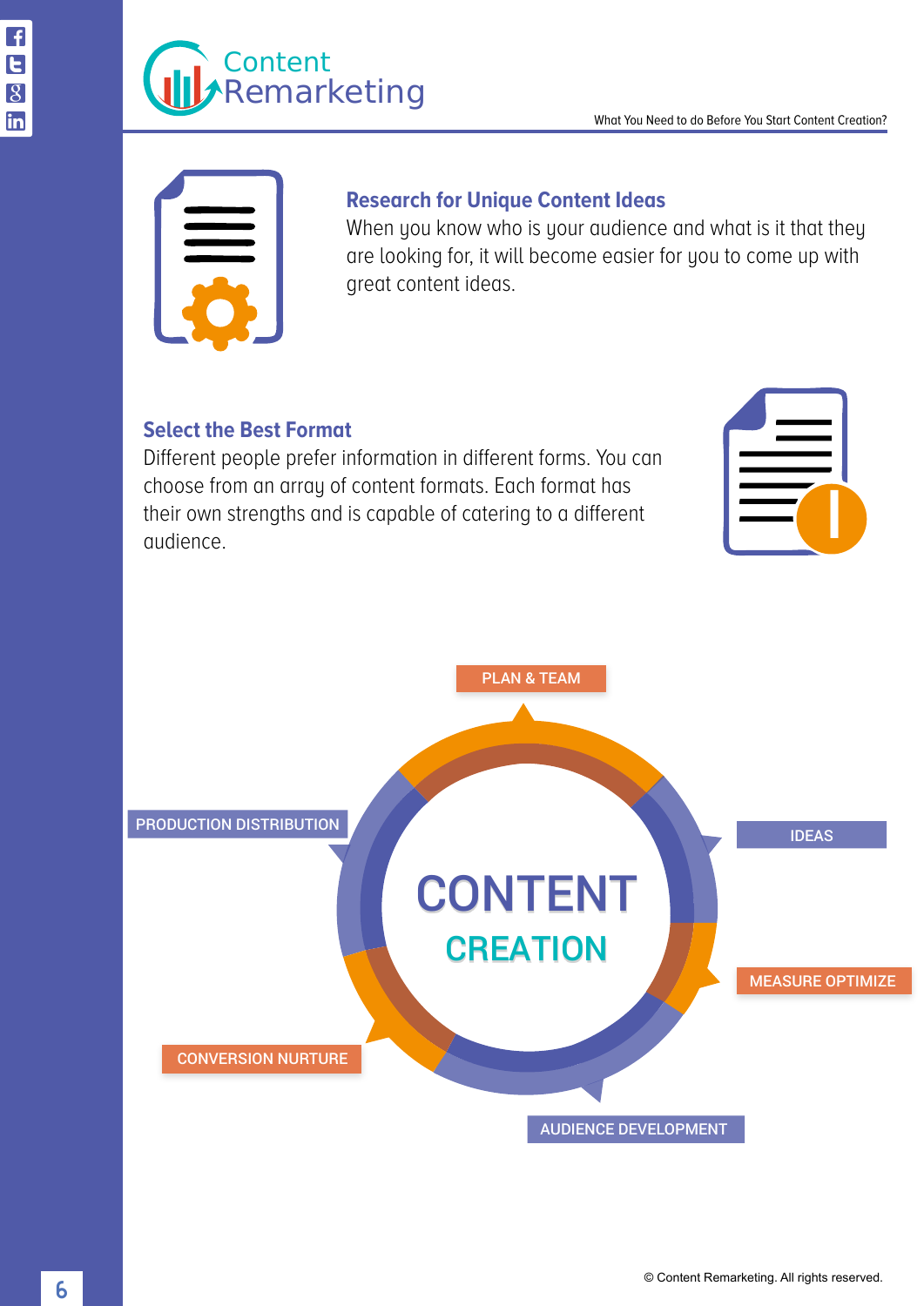### Research for Unique Content Ideas

When you know who is your audience and what is it that they are looking for, it will become easier for you to come up with great content ideas.

### Select the Best Format

Different people prefer information in different forms. You can choose from an array of content formats. Each format has their own strengths and is capable of catering to a different audience.

PLAN & TEAM

PRODUCTION DISTRIBUTION

IDEAS

CONTENT CREATION

MEASURE OPTIMIZE

CONVERSION NURTURE

AUDIENCE DEVELOPMENT

© Content Remarketing. All rights reserved.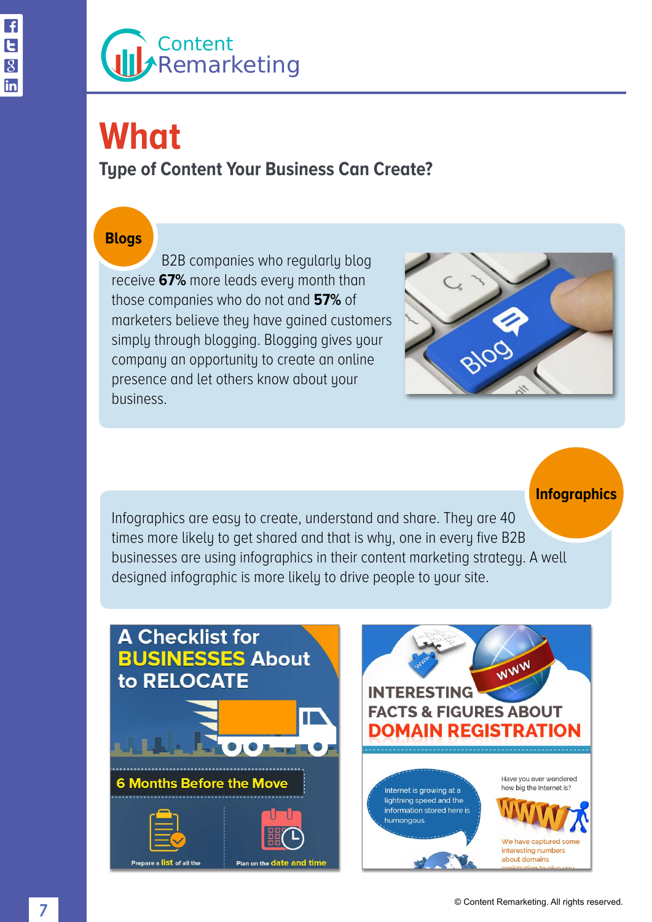# What

## Type of Content Your Business Can Create?

### Blogs

B2B companies who regularly blog receive **67%** more leads every month than those companies who do not and **57%** of marketers believe they have gained customers simply through blogging. Blogging gives your company an opportunity to create an online presence and let others know about your business.

### Infographics

Infographics are easy to create, understand and share. They are 40 times more likely to get shared and that is why, one in every five B2B businesses are using infographics in their content marketing strategy. A well designed infographic is more likely to drive people to your site.

© Content Remarketing. All rights reserved.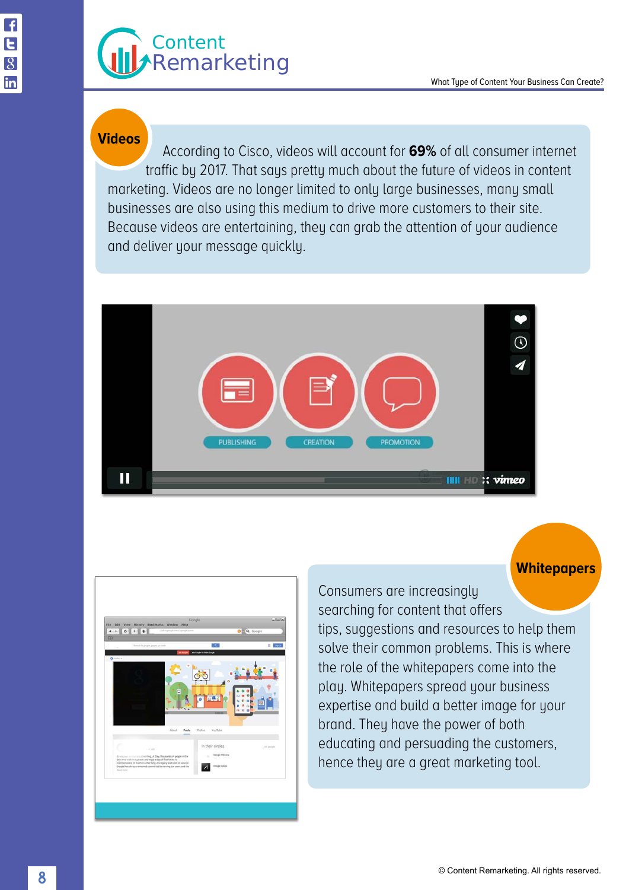## Videos

According to Cisco, videos will account for **69%** of all consumer internet traffic by 2017. That says pretty much about the future of videos in content marketing. Videos are no longer limited to only large businesses, many small businesses are also using this medium to drive more customers to their site. Because videos are entertaining, they can grab the attention of your audience and deliver your message quickly.

## Whitepapers

Consumers are increasingly searching for content that offers tips, suggestions and resources to help them solve their common problems. This is where the role of the whitepapers come into the play. Whitepapers spread your business expertise and build a better image for your brand. They have the power of both educating and persuading the customers, hence they are a great marketing tool.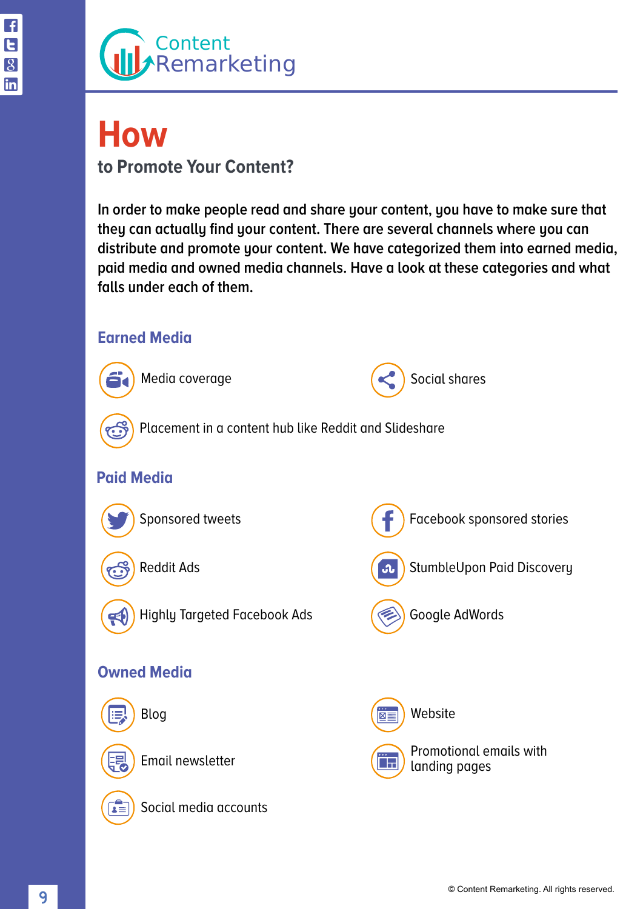# How

## to Promote Your Content?

In order to make people read and share your content, you have to make sure that they can actually find your content. There are several channels where you can distribute and promote your content. We have categorized them into earned media, paid media and owned media channels. Have a look at these categories and what falls under each of them.

### Earned Media

- Media coverage
- Social shares
- Placement in a content hub like Reddit and Slideshare

### Paid Media

- Sponsored tweets
- Facebook sponsored stories
- Reddit Ads
- StumbleUpon Paid Discovery
- Highly Targeted Facebook Ads
- Google AdWords

### Owned Media

- Blog
- Website
- Email newsletter
- Promotional emails with landing pages
- Social media accounts

© Content Remarketing. All rights reserved.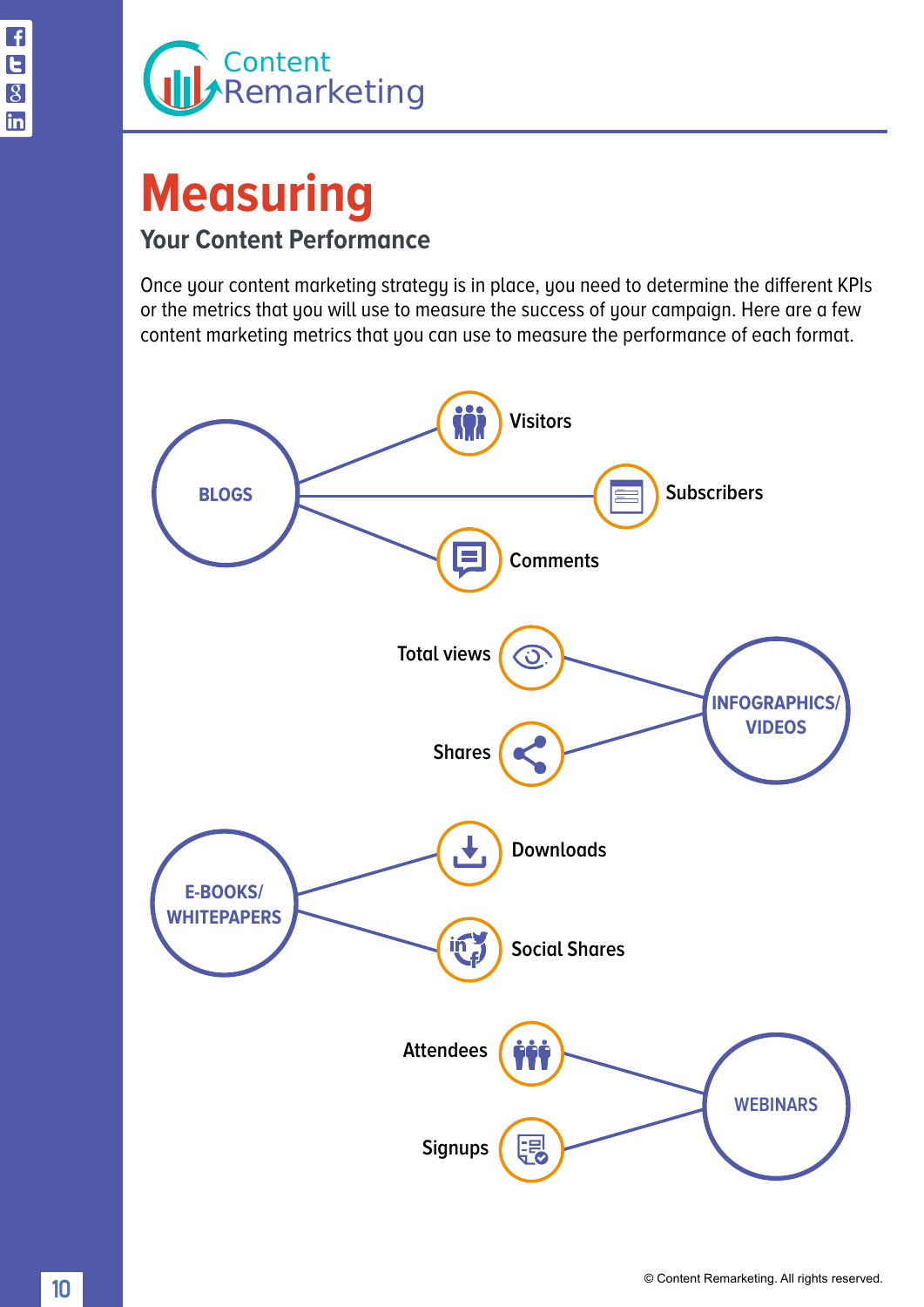# Measuring

## Your Content Performance

Once your content marketing strategy is in place, you need to determine the different KPIs or the metrics that you will use to measure the success of your campaign. Here are a few content marketing metrics that you can use to measure the performance of each format.

**BLOGS**
- Visitors
- Subscribers
- Comments

**INFOGRAPHICS/ VIDEOS**
- Total views
- Shares

**E-BOOKS/ WHITEPAPERS**
- Downloads
- Social Shares

**WEBINARS**
- Attendees
- Signups

© Content Remarketing. All rights reserved.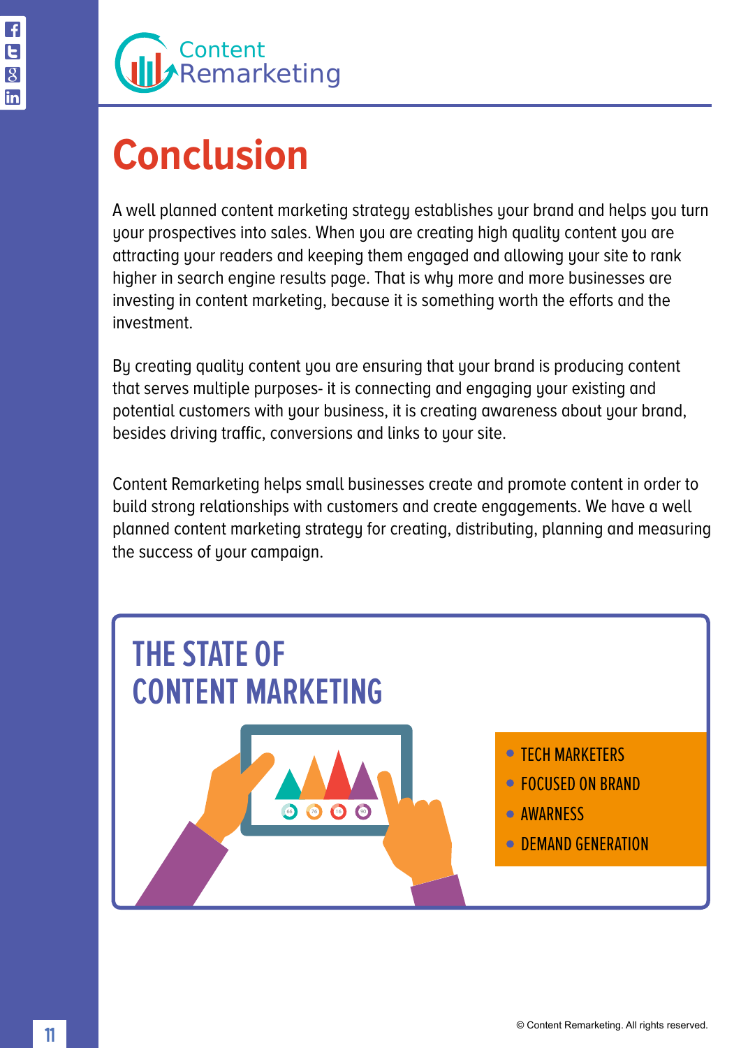# Conclusion

A well planned content marketing strategy establishes your brand and helps you turn your prospectives into sales. When you are creating high quality content you are attracting your readers and keeping them engaged and allowing your site to rank higher in search engine results page. That is why more and more businesses are investing in content marketing, because it is something worth the efforts and the investment.

By creating quality content you are ensuring that your brand is producing content that serves multiple purposes- it is connecting and engaging your existing and potential customers with your business, it is creating awareness about your brand, besides driving traffic, conversions and links to your site.

Content Remarketing helps small businesses create and promote content in order to build strong relationships with customers and create engagements. We have a well planned content marketing strategy for creating, distributing, planning and measuring the success of your campaign.

## THE STATE OF CONTENT MARKETING

- TECH MARKETERS
- FOCUSED ON BRAND
- AWARNESS
- DEMAND GENERATION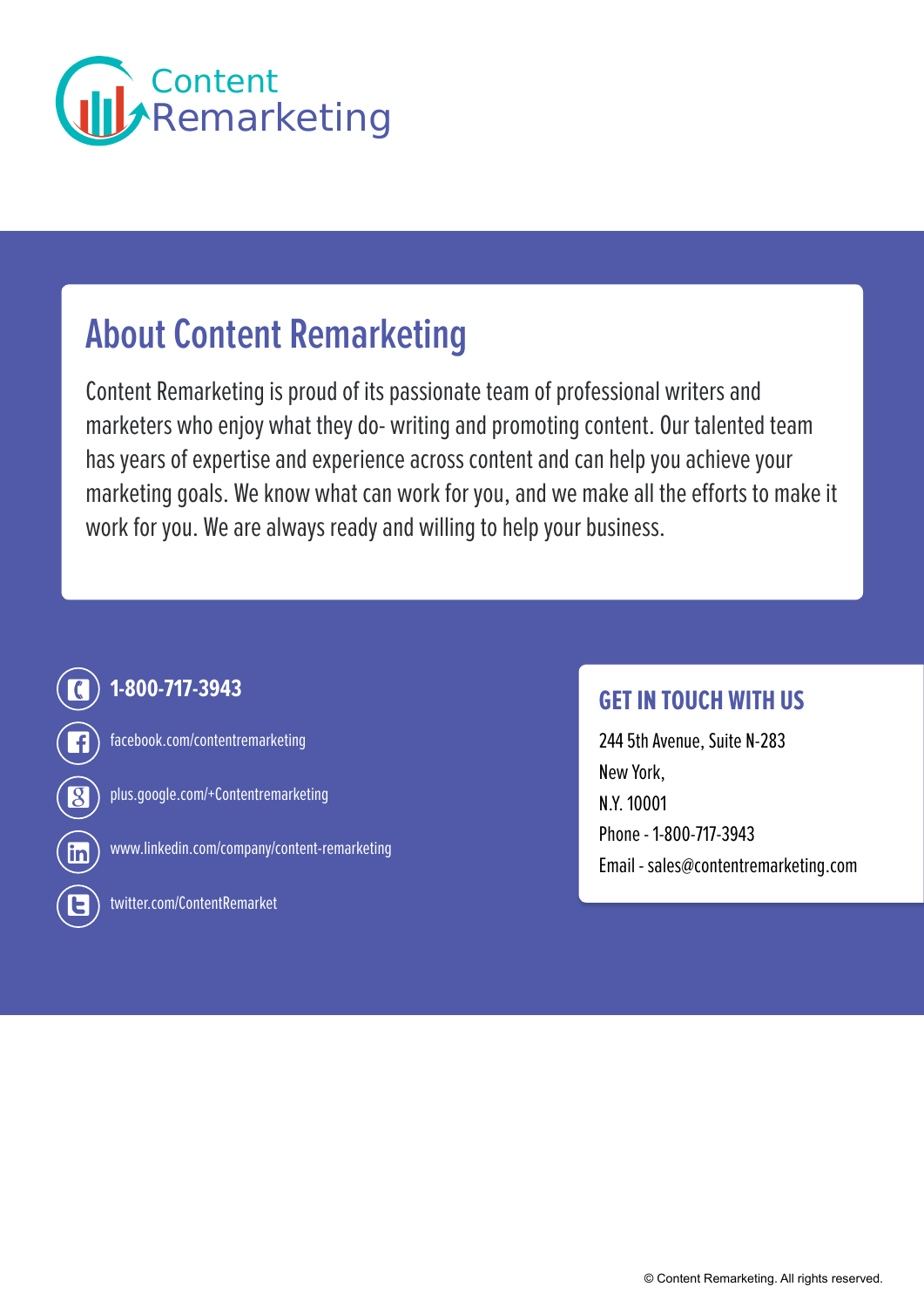Content Remarketing

## About Content Remarketing

Content Remarketing is proud of its passionate team of professional writers and marketers who enjoy what they do- writing and promoting content. Our talented team has years of expertise and experience across content and can help you achieve your marketing goals. We know what can work for you, and we make all the efforts to make it work for you. We are always ready and willing to help your business.

**1-800-717-3943**

facebook.com/contentremarketing

plus.google.com/+Contentremarketing

www.linkedin.com/company/content-remarketing

twitter.com/ContentRemarket

### GET IN TOUCH WITH US

244 5th Avenue, Suite N-283
New York,
N.Y. 10001
Phone - 1-800-717-3943
Email - sales@contentremarketing.com

© Content Remarketing. All rights reserved.